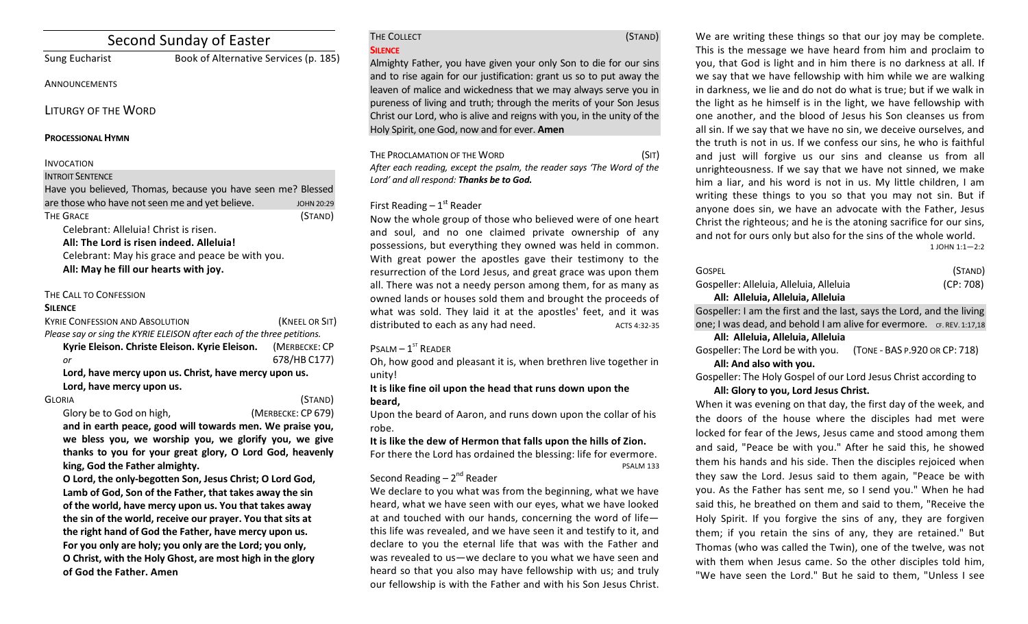# Second Sunday of Easter

Sung Eucharist | Book of Alternative Services (p. 185)

ANNOUNCEMENTS

## LITURGY OF THE WORD

**PROCESSIONAL HYMN**

INVOCATION

INTROIT SENTENCE

Have you believed, Thomas, because you have seen me? Blessed are those who have not seen me and yet believe. JOHN 20:29

THE GRACE (STAND)

Celebrant: Alleluia! Christ is risen.

**All: The Lord is risen indeed. Alleluia!**

Celebrant: May his grace and peace be with you.

**All: May he fill our hearts with joy.**

THE CALL TO CONFESSION

**SILENCE**

KYRIE CONFESSION AND ABSOLUTION (KNEEL OR SIT)

*Please say or sing the KYRIE ELEISON after each of the three petitions.*

**Kyrie Eleison. Christe Eleison. Kyrie Eleison.** (MERBECKE: CP 678/HB C177)

*or*

**Lord, have mercy upon us. Christ, have mercy upon us. Lord, have mercy upon us.**

GLORIA (STAND)

Glory be to God on high, (MERBECKE: CP 679)

**and in earth peace, good will towards men. We praise you, we bless you, we worship you, we glorify you, we give thanks to you for your great glory, O Lord God, heavenly king, God the Father almighty.**

**O Lord, the only-begotten Son, Jesus Christ; O Lord God, Lamb of God, Son of the Father, that takes away the sin of the world, have mercy upon us. You that takes away the sin of the world, receive our prayer. You that sits at the right hand of God the Father, have mercy upon us. For you only are holy; you only are the Lord; you only, O Christ, with the Holy Ghost, are most high in the glory of God the Father. Amen**

THE COLLECT (STAND)

**SILENCE**

Almighty Father, you have given your only Son to die for our sins and to rise again for our justification: grant us so to put away the leaven of malice and wickedness that we may always serve you in pureness of living and truth; through the merits of your Son Jesus Christ our Lord, who is alive and reigns with you, in the unity of the Holy Spirit, one God, now and for ever. **Amen**

THE PROCLAMATION OF THE WORD (SIT)

*After each reading, except the psalm, the reader says 'The Word of the Lord' and all respond:* ***Thanks be to God.***

First Reading – 1st Reader

Now the whole group of those who believed were of one heart and soul, and no one claimed private ownership of any possessions, but everything they owned was held in common. With great power the apostles gave their testimony to the resurrection of the Lord Jesus, and great grace was upon them all. There was not a needy person among them, for as many as owned lands or houses sold them and brought the proceeds of what was sold. They laid it at the apostles' feet, and it was distributed to each as any had need. ACTS 4:32-35

PSALM – 1ST READER

Oh, how good and pleasant it is, when brethren live together in unity!

**It is like fine oil upon the head that runs down upon the beard,**

Upon the beard of Aaron, and runs down upon the collar of his robe.

**It is like the dew of Hermon that falls upon the hills of Zion.**

For there the Lord has ordained the blessing: life for evermore. PSALM 133

Second Reading – 2nd Reader

We declare to you what was from the beginning, what we have heard, what we have seen with our eyes, what we have looked at and touched with our hands, concerning the word of life—this life was revealed, and we have seen it and testify to it, and declare to you the eternal life that was with the Father and was revealed to us—we declare to you what we have seen and heard so that you also may have fellowship with us; and truly our fellowship is with the Father and with his Son Jesus Christ. We are writing these things so that our joy may be complete. This is the message we have heard from him and proclaim to you, that God is light and in him there is no darkness at all. If we say that we have fellowship with him while we are walking in darkness, we lie and do not do what is true; but if we walk in the light as he himself is in the light, we have fellowship with one another, and the blood of Jesus his Son cleanses us from all sin. If we say that we have no sin, we deceive ourselves, and the truth is not in us. If we confess our sins, he who is faithful and just will forgive us our sins and cleanse us from all unrighteousness. If we say that we have not sinned, we make him a liar, and his word is not in us. My little children, I am writing these things to you so that you may not sin. But if anyone does sin, we have an advocate with the Father, Jesus Christ the righteous; and he is the atoning sacrifice for our sins, and not for ours only but also for the sins of the whole world. 1 JOHN 1:1—2:2

GOSPEL (STAND)

Gospeller: Alleluia, Alleluia, Alleluia (CP: 708)

**All: Alleluia, Alleluia, Alleluia**

Gospeller: I am the first and the last, says the Lord, and the living one; I was dead, and behold I am alive for evermore. CF. REV. 1:17,18

**All: Alleluia, Alleluia, Alleluia**

Gospeller: The Lord be with you. (TONE - BAS P.920 OR CP: 718)

**All: And also with you.**

Gospeller: The Holy Gospel of our Lord Jesus Christ according to

**All: Glory to you, Lord Jesus Christ.**

When it was evening on that day, the first day of the week, and the doors of the house where the disciples had met were locked for fear of the Jews, Jesus came and stood among them and said, "Peace be with you." After he said this, he showed them his hands and his side. Then the disciples rejoiced when they saw the Lord. Jesus said to them again, "Peace be with you. As the Father has sent me, so I send you." When he had said this, he breathed on them and said to them, "Receive the Holy Spirit. If you forgive the sins of any, they are forgiven them; if you retain the sins of any, they are retained." But Thomas (who was called the Twin), one of the twelve, was not with them when Jesus came. So the other disciples told him, "We have seen the Lord." But he said to them, "Unless I see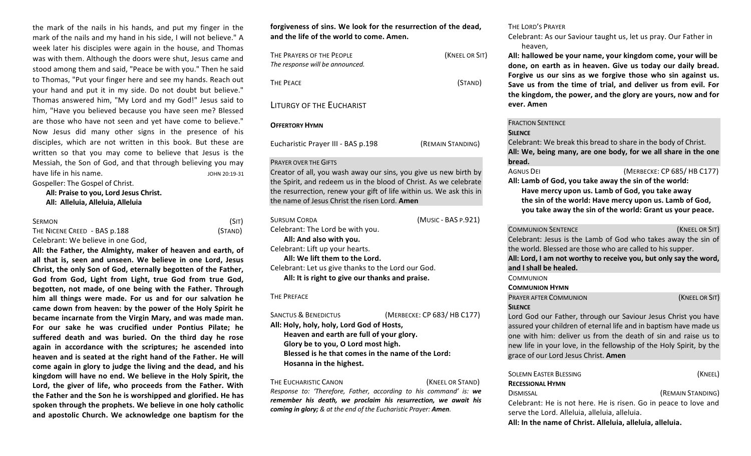the mark of the nails in his hands, and put my finger in the mark of the nails and my hand in his side, I will not believe." A week later his disciples were again in the house, and Thomas was with them. Although the doors were shut, Jesus came and stood among them and said, "Peace be with you." Then he said to Thomas, "Put your finger here and see my hands. Reach out your hand and put it in my side. Do not doubt but believe." Thomas answered him, "My Lord and my God!" Jesus said to him, "Have you believed because you have seen me? Blessed are those who have not seen and yet have come to believe." Now Jesus did many other signs in the presence of his disciples, which are not written in this book. But these are written so that you may come to believe that Jesus is the Messiah, the Son of God, and that through believing you may have life in his name. JOHN 20:19-31

Gospeller: The Gospel of Christ.

**All: Praise to you, Lord Jesus Christ.**
**All: Alleluia, Alleluia, Alleluia**

SERMON (SIT)

THE NICENE CREED - BAS p.188 (STAND)

Celebrant: We believe in one God,

**All: the Father, the Almighty, maker of heaven and earth, of all that is, seen and unseen. We believe in one Lord, Jesus Christ, the only Son of God, eternally begotten of the Father, God from God, Light from Light, true God from true God, begotten, not made, of one being with the Father. Through him all things were made. For us and for our salvation he came down from heaven: by the power of the Holy Spirit he became incarnate from the Virgin Mary, and was made man. For our sake he was crucified under Pontius Pilate; he suffered death and was buried. On the third day he rose again in accordance with the scriptures; he ascended into heaven and is seated at the right hand of the Father. He will come again in glory to judge the living and the dead, and his kingdom will have no end. We believe in the Holy Spirit, the Lord, the giver of life, who proceeds from the Father. With the Father and the Son he is worshipped and glorified. He has spoken through the prophets. We believe in one holy catholic and apostolic Church. We acknowledge one baptism for the forgiveness of sins. We look for the resurrection of the dead, and the life of the world to come. Amen.**

THE PRAYERS OF THE PEOPLE (KNEEL OR SIT)

*The response will be announced.*

THE PEACE (STAND)

## LITURGY OF THE EUCHARIST

**OFFERTORY HYMN**

Eucharistic Prayer III - BAS p.198 (REMAIN STANDING)

PRAYER OVER THE GIFTS

Creator of all, you wash away our sins, you give us new birth by the Spirit, and redeem us in the blood of Christ. As we celebrate the resurrection, renew your gift of life within us. We ask this in the name of Jesus Christ the risen Lord. **Amen**

SURSUM CORDA (MUSIC - BAS P.921)

Celebrant: The Lord be with you.

**All: And also with you.**

Celebrant: Lift up your hearts.

**All: We lift them to the Lord.**

Celebrant: Let us give thanks to the Lord our God.

**All: It is right to give our thanks and praise.**

THE PREFACE

SANCTUS & BENEDICTUS (MERBECKE: CP 683/ HB C177)

**All: Holy, holy, holy, Lord God of Hosts,**
**Heaven and earth are full of your glory.**
**Glory be to you, O Lord most high.**
**Blessed is he that comes in the name of the Lord:**
**Hosanna in the highest.**

THE EUCHARISTIC CANON (KNEEL OR STAND)

*Response to: 'Therefore, Father, according to his command' is: **we remember his death, we proclaim his resurrection, we await his coming in glory;** & at the end of the Eucharistic Prayer: **Amen**.*

THE LORD'S PRAYER

Celebrant: As our Saviour taught us, let us pray. Our Father in heaven,

**All: hallowed be your name, your kingdom come, your will be done, on earth as in heaven. Give us today our daily bread. Forgive us our sins as we forgive those who sin against us. Save us from the time of trial, and deliver us from evil. For the kingdom, the power, and the glory are yours, now and for ever. Amen**

FRACTION SENTENCE

**SILENCE**

Celebrant: We break this bread to share in the body of Christ.

**All: We, being many, are one body, for we all share in the one bread.**

AGNUS DEI (MERBECKE: CP 685/ HB C177)

**All: Lamb of God, you take away the sin of the world:**
**Have mercy upon us. Lamb of God, you take away the sin of the world: Have mercy upon us. Lamb of God, you take away the sin of the world: Grant us your peace.**

COMMUNION SENTENCE (KNEEL OR SIT)

Celebrant: Jesus is the Lamb of God who takes away the sin of the world. Blessed are those who are called to his supper.

**All: Lord, I am not worthy to receive you, but only say the word, and I shall be healed.**

COMMUNION

**COMMUNION HYMN**

PRAYER AFTER COMMUNION (KNEEL OR SIT)

**SILENCE**

Lord God our Father, through our Saviour Jesus Christ you have assured your children of eternal life and in baptism have made us one with him: deliver us from the death of sin and raise us to new life in your love, in the fellowship of the Holy Spirit, by the grace of our Lord Jesus Christ. **Amen**

SOLEMN EASTER BLESSING (KNEEL)

**RECESSIONAL HYMN**

DISMISSAL (REMAIN STANDING)

Celebrant: He is not here. He is risen. Go in peace to love and serve the Lord. Alleluia, alleluia, alleluia.

**All: In the name of Christ. Alleluia, alleluia, alleluia.**